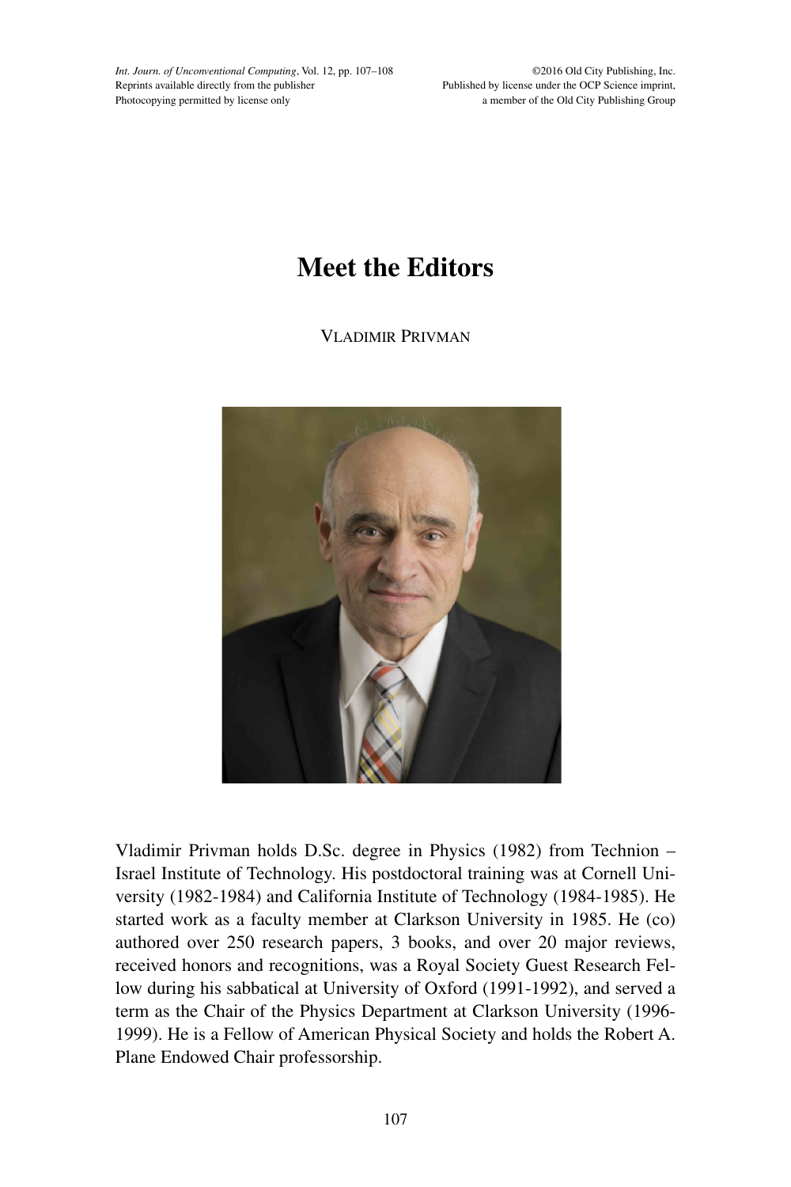# Meet the Editors

VLADIMIR PRIVMAN

Vladimir Privman holds D.Sc. degree in Physics (1982) from Technion – Israel Institute of Technology. His postdoctoral training was at Cornell University (1982-1984) and California Institute of Technology (1984-1985). He started work as a faculty member at Clarkson University in 1985. He (co) authored over 250 research papers, 3 books, and over 20 major reviews, received honors and recognitions, was a Royal Society Guest Research Fellow during his sabbatical at University of Oxford (1991-1992), and served a term as the Chair of the Physics Department at Clarkson University (1996-1999). He is a Fellow of American Physical Society and holds the Robert A. Plane Endowed Chair professorship.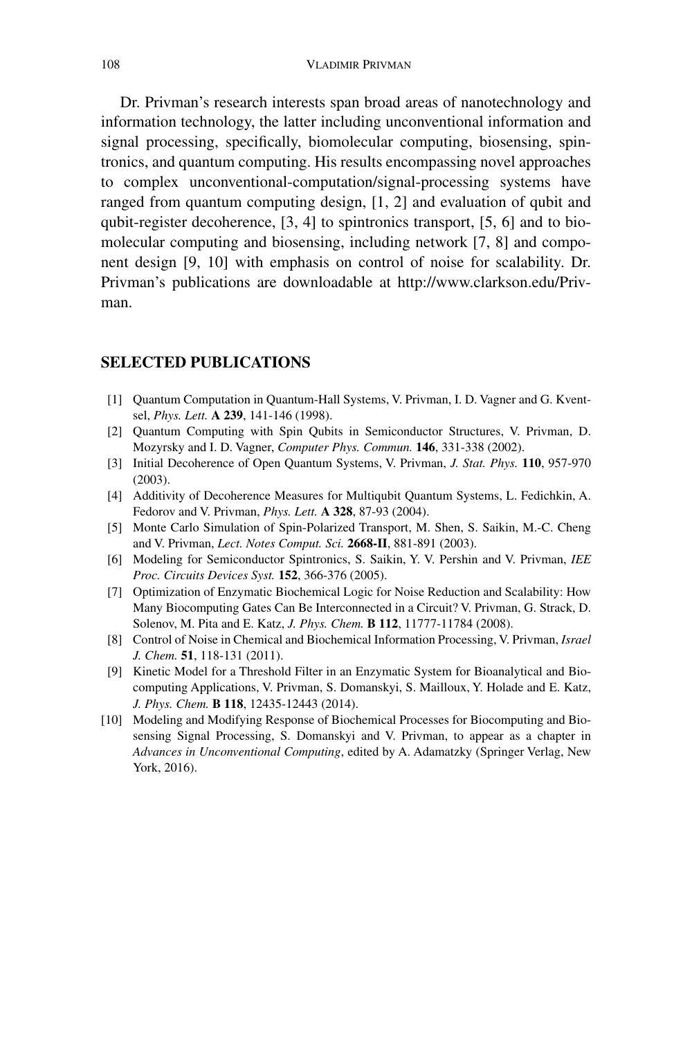Dr. Privman's research interests span broad areas of nanotechnology and information technology, the latter including unconventional information and signal processing, specifically, biomolecular computing, biosensing, spintronics, and quantum computing. His results encompassing novel approaches to complex unconventional-computation/signal-processing systems have ranged from quantum computing design, [1, 2] and evaluation of qubit and qubit-register decoherence, [3, 4] to spintronics transport, [5, 6] and to biomolecular computing and biosensing, including network [7, 8] and component design [9, 10] with emphasis on control of noise for scalability. Dr. Privman's publications are downloadable at http://www.clarkson.edu/Privman.

## SELECTED PUBLICATIONS

[1] Quantum Computation in Quantum-Hall Systems, V. Privman, I. D. Vagner and G. Kventsel, *Phys. Lett.* **A 239**, 141-146 (1998).

[2] Quantum Computing with Spin Qubits in Semiconductor Structures, V. Privman, D. Mozyrsky and I. D. Vagner, *Computer Phys. Commun.* **146**, 331-338 (2002).

[3] Initial Decoherence of Open Quantum Systems, V. Privman, *J. Stat. Phys.* **110**, 957-970 (2003).

[4] Additivity of Decoherence Measures for Multiqubit Quantum Systems, L. Fedichkin, A. Fedorov and V. Privman, *Phys. Lett.* **A 328**, 87-93 (2004).

[5] Monte Carlo Simulation of Spin-Polarized Transport, M. Shen, S. Saikin, M.-C. Cheng and V. Privman, *Lect. Notes Comput. Sci.* **2668-II**, 881-891 (2003).

[6] Modeling for Semiconductor Spintronics, S. Saikin, Y. V. Pershin and V. Privman, *IEE Proc. Circuits Devices Syst.* **152**, 366-376 (2005).

[7] Optimization of Enzymatic Biochemical Logic for Noise Reduction and Scalability: How Many Biocomputing Gates Can Be Interconnected in a Circuit? V. Privman, G. Strack, D. Solenov, M. Pita and E. Katz, *J. Phys. Chem.* **B 112**, 11777-11784 (2008).

[8] Control of Noise in Chemical and Biochemical Information Processing, V. Privman, *Israel J. Chem.* **51**, 118-131 (2011).

[9] Kinetic Model for a Threshold Filter in an Enzymatic System for Bioanalytical and Biocomputing Applications, V. Privman, S. Domanskyi, S. Mailloux, Y. Holade and E. Katz, *J. Phys. Chem.* **B 118**, 12435-12443 (2014).

[10] Modeling and Modifying Response of Biochemical Processes for Biocomputing and Biosensing Signal Processing, S. Domanskyi and V. Privman, to appear as a chapter in *Advances in Unconventional Computing*, edited by A. Adamatzky (Springer Verlag, New York, 2016).